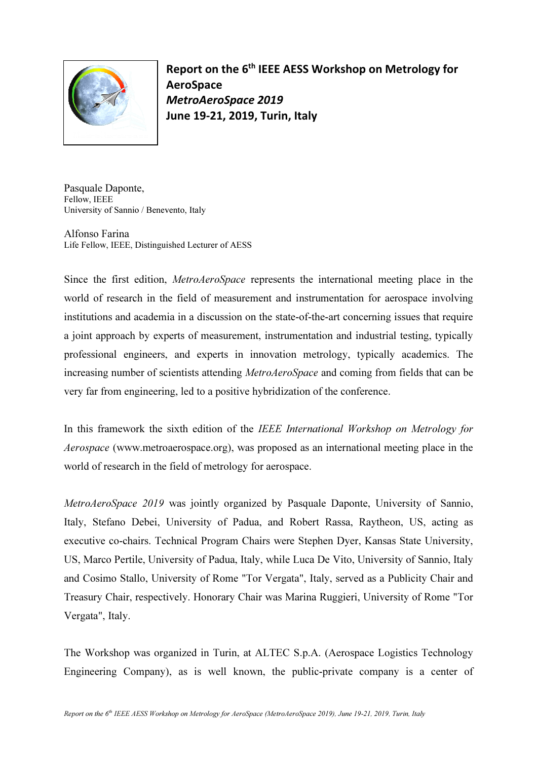# Report on the 6th IEEE AESS Workshop on Metrology for AeroSpace *MetroAeroSpace 2019* June 19-21, 2019, Turin, Italy

Pasquale Daponte,
Fellow, IEEE
University of Sannio / Benevento, Italy

Alfonso Farina
Life Fellow, IEEE, Distinguished Lecturer of AESS

Since the first edition, *MetroAeroSpace* represents the international meeting place in the world of research in the field of measurement and instrumentation for aerospace involving institutions and academia in a discussion on the state-of-the-art concerning issues that require a joint approach by experts of measurement, instrumentation and industrial testing, typically professional engineers, and experts in innovation metrology, typically academics. The increasing number of scientists attending *MetroAeroSpace* and coming from fields that can be very far from engineering, led to a positive hybridization of the conference.

In this framework the sixth edition of the *IEEE International Workshop on Metrology for Aerospace* (www.metroaerospace.org), was proposed as an international meeting place in the world of research in the field of metrology for aerospace.

*MetroAeroSpace 2019* was jointly organized by Pasquale Daponte, University of Sannio, Italy, Stefano Debei, University of Padua, and Robert Rassa, Raytheon, US, acting as executive co-chairs. Technical Program Chairs were Stephen Dyer, Kansas State University, US, Marco Pertile, University of Padua, Italy, while Luca De Vito, University of Sannio, Italy and Cosimo Stallo, University of Rome "Tor Vergata", Italy, served as a Publicity Chair and Treasury Chair, respectively. Honorary Chair was Marina Ruggieri, University of Rome "Tor Vergata", Italy.

The Workshop was organized in Turin, at ALTEC S.p.A. (Aerospace Logistics Technology Engineering Company), as is well known, the public-private company is a center of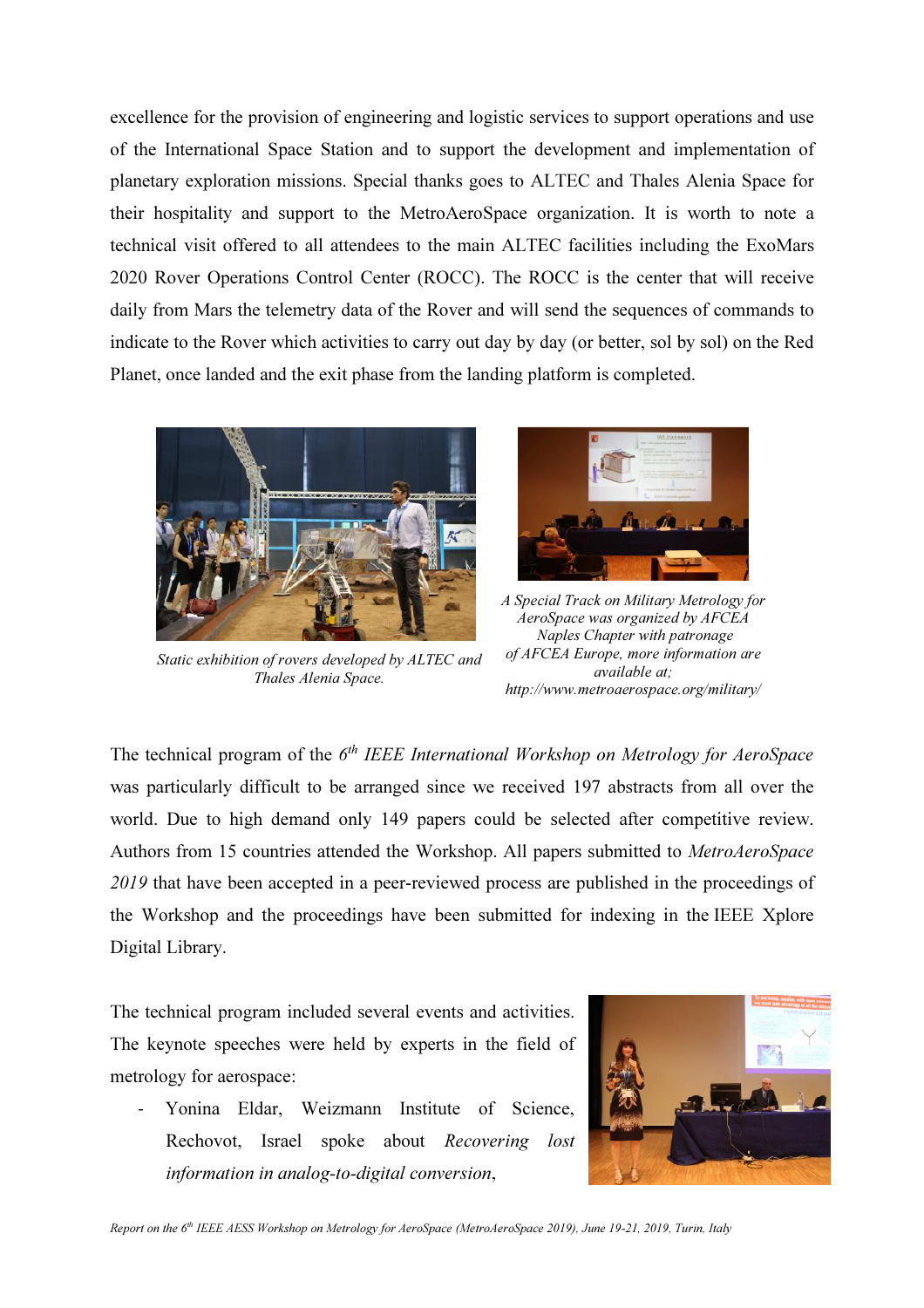excellence for the provision of engineering and logistic services to support operations and use of the International Space Station and to support the development and implementation of planetary exploration missions. Special thanks goes to ALTEC and Thales Alenia Space for their hospitality and support to the MetroAeroSpace organization. It is worth to note a technical visit offered to all attendees to the main ALTEC facilities including the ExoMars 2020 Rover Operations Control Center (ROCC). The ROCC is the center that will receive daily from Mars the telemetry data of the Rover and will send the sequences of commands to indicate to the Rover which activities to carry out day by day (or better, sol by sol) on the Red Planet, once landed and the exit phase from the landing platform is completed.

*Static exhibition of rovers developed by ALTEC and Thales Alenia Space.*

*A Special Track on Military Metrology for AeroSpace was organized by AFCEA Naples Chapter with patronage of AFCEA Europe, more information are available at; http://www.metroaerospace.org/military/*

The technical program of the *6th IEEE International Workshop on Metrology for AeroSpace* was particularly difficult to be arranged since we received 197 abstracts from all over the world. Due to high demand only 149 papers could be selected after competitive review. Authors from 15 countries attended the Workshop. All papers submitted to *MetroAeroSpace 2019* that have been accepted in a peer-reviewed process are published in the proceedings of the Workshop and the proceedings have been submitted for indexing in the IEEE Xplore Digital Library.

The technical program included several events and activities. The keynote speeches were held by experts in the field of metrology for aerospace:

- Yonina Eldar, Weizmann Institute of Science, Rechovot, Israel spoke about *Recovering lost information in analog-to-digital conversion*,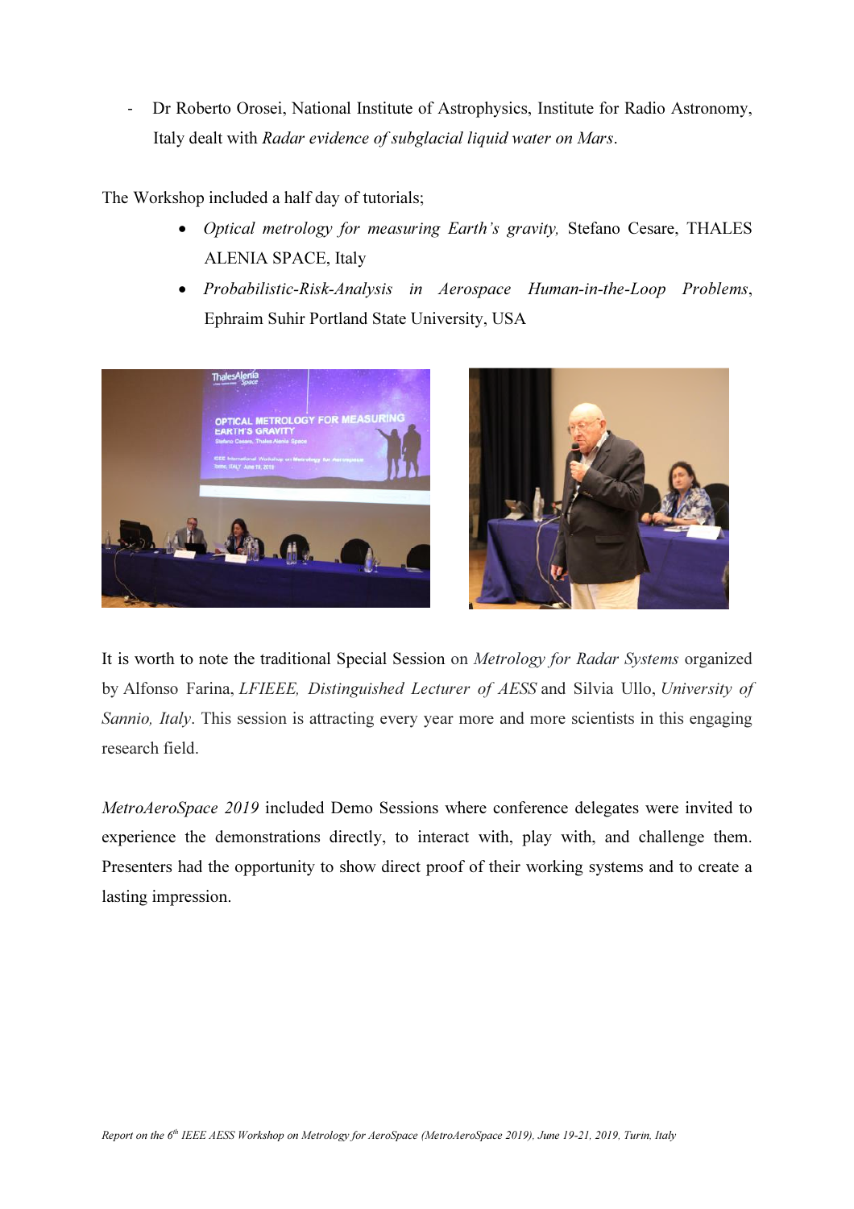- Dr Roberto Orosei, National Institute of Astrophysics, Institute for Radio Astronomy, Italy dealt with *Radar evidence of subglacial liquid water on Mars*.

The Workshop included a half day of tutorials;

- *Optical metrology for measuring Earth's gravity,* Stefano Cesare, THALES ALENIA SPACE, Italy
- *Probabilistic-Risk-Analysis in Aerospace Human-in-the-Loop Problems*, Ephraim Suhir Portland State University, USA

It is worth to note the traditional Special Session on *Metrology for Radar Systems* organized by Alfonso Farina, *LFIEEE, Distinguished Lecturer of AESS* and Silvia Ullo, *University of Sannio, Italy*. This session is attracting every year more and more scientists in this engaging research field.

*MetroAeroSpace 2019* included Demo Sessions where conference delegates were invited to experience the demonstrations directly, to interact with, play with, and challenge them. Presenters had the opportunity to show direct proof of their working systems and to create a lasting impression.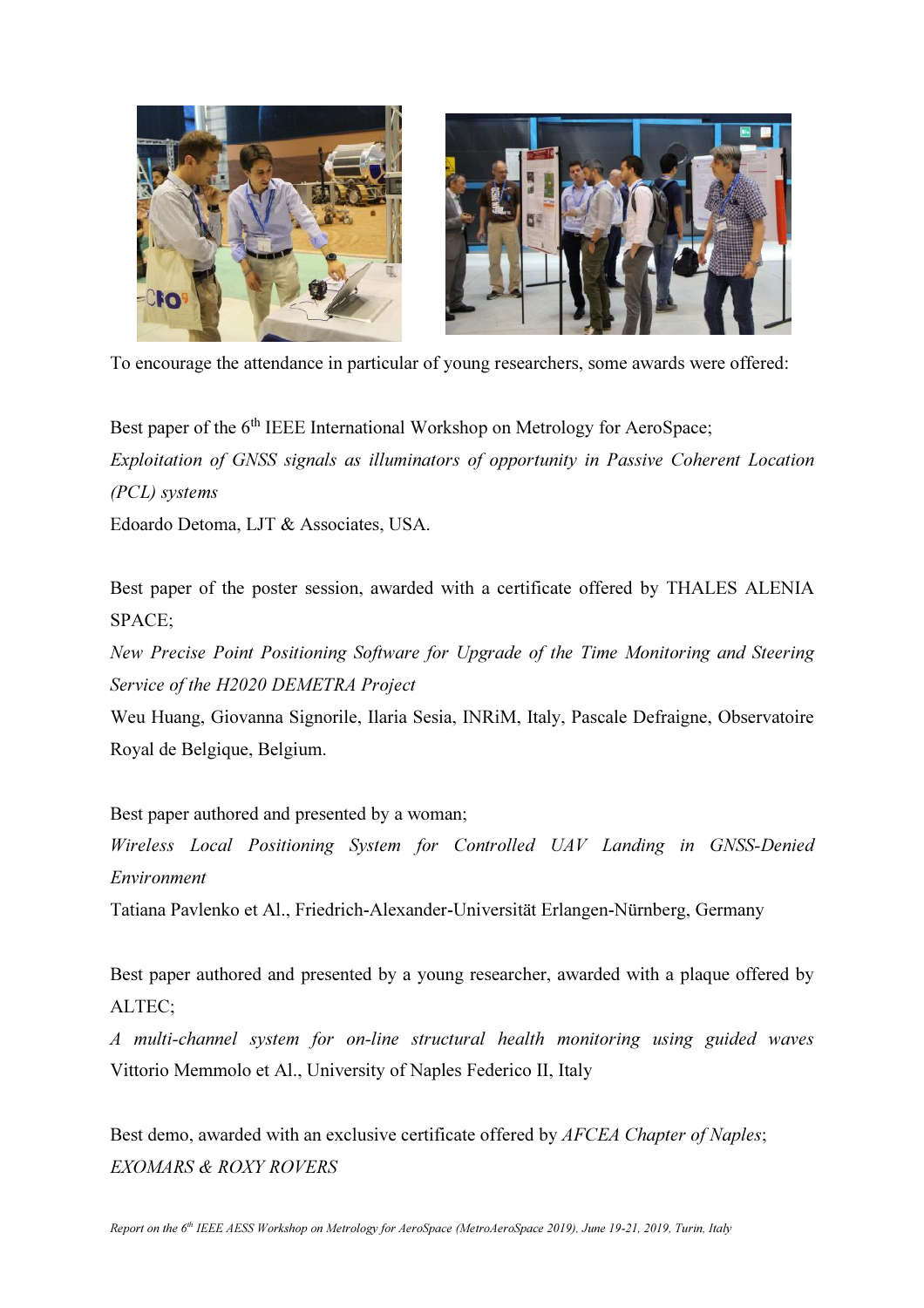To encourage the attendance in particular of young researchers, some awards were offered:

Best paper of the 6th IEEE International Workshop on Metrology for AeroSpace;

*Exploitation of GNSS signals as illuminators of opportunity in Passive Coherent Location (PCL) systems*

Edoardo Detoma, LJT & Associates, USA.

Best paper of the poster session, awarded with a certificate offered by THALES ALENIA SPACE;

*New Precise Point Positioning Software for Upgrade of the Time Monitoring and Steering Service of the H2020 DEMETRA Project*

Weu Huang, Giovanna Signorile, Ilaria Sesia, INRiM, Italy, Pascale Defraigne, Observatoire Royal de Belgique, Belgium.

Best paper authored and presented by a woman;

*Wireless Local Positioning System for Controlled UAV Landing in GNSS-Denied Environment*

Tatiana Pavlenko et Al., Friedrich-Alexander-Universität Erlangen-Nürnberg, Germany

Best paper authored and presented by a young researcher, awarded with a plaque offered by ALTEC;

*A multi-channel system for on-line structural health monitoring using guided waves*

Vittorio Memmolo et Al., University of Naples Federico II, Italy

Best demo, awarded with an exclusive certificate offered by *AFCEA Chapter of Naples*;

*EXOMARS & ROXY ROVERS*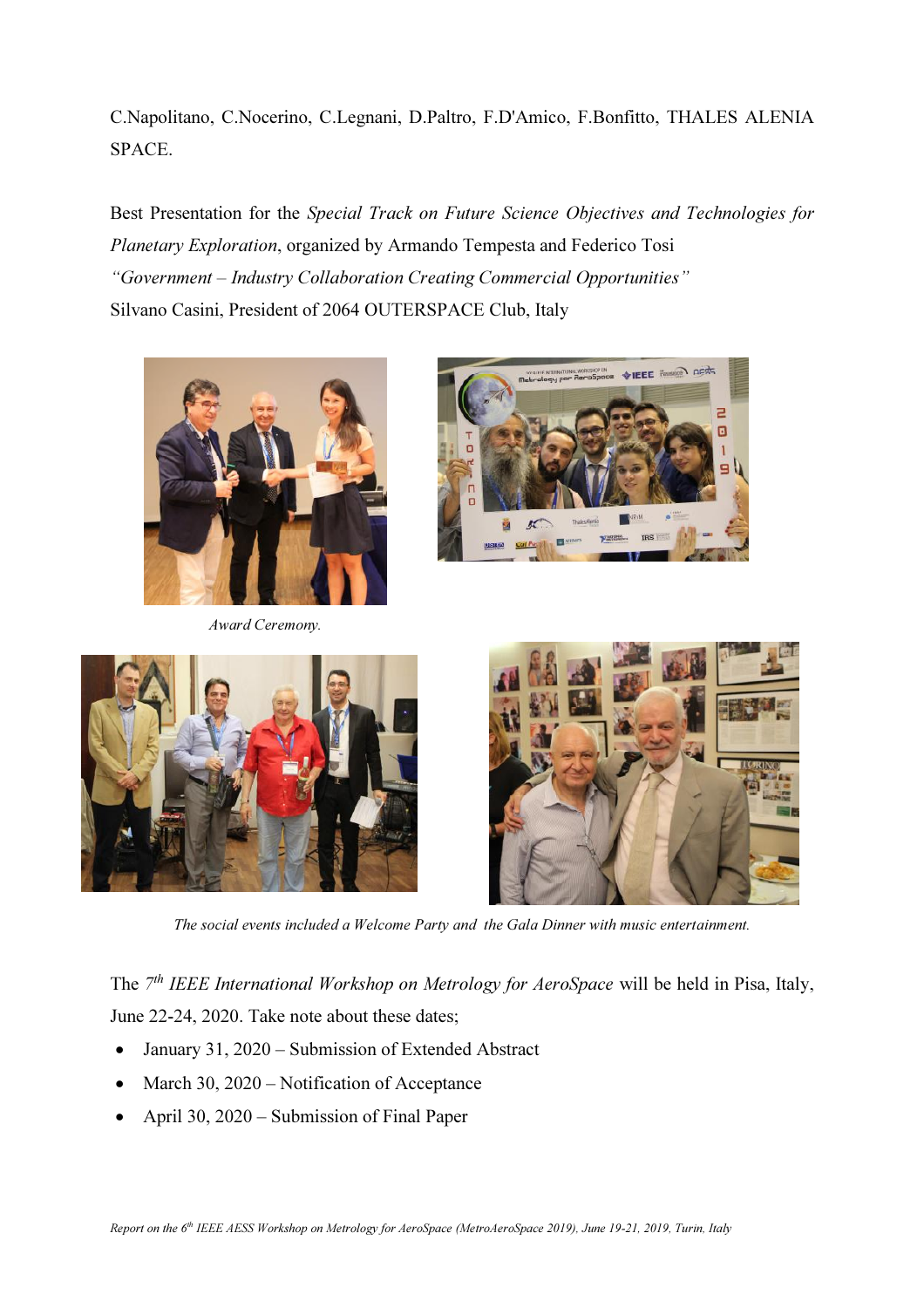C.Napolitano, C.Nocerino, C.Legnani, D.Paltro, F.D'Amico, F.Bonfitto, THALES ALENIA SPACE.

Best Presentation for the *Special Track on Future Science Objectives and Technologies for Planetary Exploration*, organized by Armando Tempesta and Federico Tosi
*"Government – Industry Collaboration Creating Commercial Opportunities"*
Silvano Casini, President of 2064 OUTERSPACE Club, Italy

*Award Ceremony.*

*The social events included a Welcome Party and the Gala Dinner with music entertainment.*

The 7th *IEEE International Workshop on Metrology for AeroSpace* will be held in Pisa, Italy, June 22-24, 2020. Take note about these dates;

- January 31, 2020 – Submission of Extended Abstract
- March 30, 2020 – Notification of Acceptance
- April 30, 2020 – Submission of Final Paper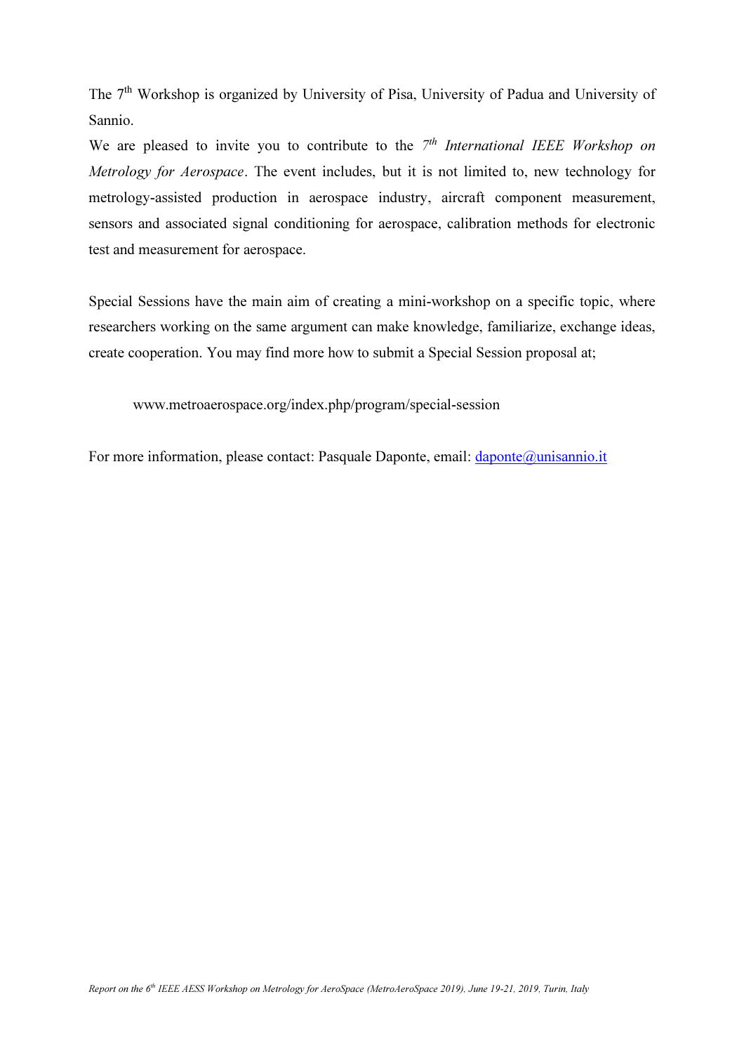The 7th Workshop is organized by University of Pisa, University of Padua and University of Sannio.

We are pleased to invite you to contribute to the *7th International IEEE Workshop on Metrology for Aerospace*. The event includes, but it is not limited to, new technology for metrology-assisted production in aerospace industry, aircraft component measurement, sensors and associated signal conditioning for aerospace, calibration methods for electronic test and measurement for aerospace.

Special Sessions have the main aim of creating a mini-workshop on a specific topic, where researchers working on the same argument can make knowledge, familiarize, exchange ideas, create cooperation. You may find more how to submit a Special Session proposal at;

www.metroaerospace.org/index.php/program/special-session

For more information, please contact: Pasquale Daponte, email: daponte@unisannio.it